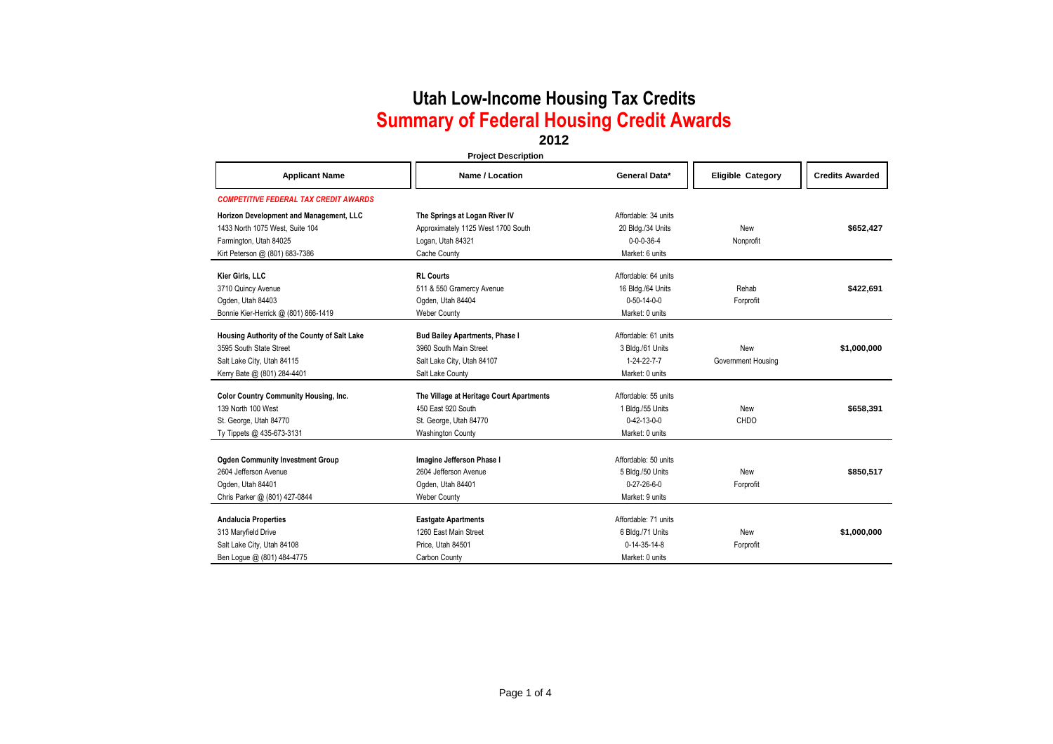# Utah Low-Income Housing Tax Credits

## Summary of Federal Housing Credit Awards

### 2012

| Applicant Name | Project Description: Name / Location | General Data* | Eligible Category | Credits Awarded |
|---|---|---|---|---|
| ***COMPETITIVE FEDERAL TAX CREDIT AWARDS*** | | | | |
| **Horizon Development and Management, LLC**<br>1433 North 1075 West, Suite 104<br>Farmington, Utah 84025<br>Kirt Peterson @ (801) 683-7386 | **The Springs at Logan River IV**<br>Approximately 1125 West 1700 South<br>Logan, Utah 84321<br>Cache County | Affordable: 34 units<br>20 Bldg./34 Units<br>0-0-0-36-4<br>Market: 6 units | New<br>Nonprofit | **$652,427** |
| **Kier Girls, LLC**<br>3710 Quincy Avenue<br>Ogden, Utah 84403<br>Bonnie Kier-Herrick @ (801) 866-1419 | **RL Courts**<br>511 & 550 Gramercy Avenue<br>Ogden, Utah 84404<br>Weber County | Affordable: 64 units<br>16 Bldg./64 Units<br>0-50-14-0-0<br>Market: 0 units | Rehab<br>Forprofit | **$422,691** |
| **Housing Authority of the County of Salt Lake**<br>3595 South State Street<br>Salt Lake City, Utah 84115<br>Kerry Bate @ (801) 284-4401 | **Bud Bailey Apartments, Phase I**<br>3960 South Main Street<br>Salt Lake City, Utah 84107<br>Salt Lake County | Affordable: 61 units<br>3 Bldg./61 Units<br>1-24-22-7-7<br>Market: 0 units | New<br>Government Housing | **$1,000,000** |
| **Color Country Community Housing, Inc.**<br>139 North 100 West<br>St. George, Utah 84770<br>Ty Tippets @ 435-673-3131 | **The Village at Heritage Court Apartments**<br>450 East 920 South<br>St. George, Utah 84770<br>Washington County | Affordable: 55 units<br>1 Bldg./55 Units<br>0-42-13-0-0<br>Market: 0 units | New<br>CHDO | **$658,391** |
| **Ogden Community Investment Group**<br>2604 Jefferson Avenue<br>Ogden, Utah 84401<br>Chris Parker @ (801) 427-0844 | **Imagine Jefferson Phase I**<br>2604 Jefferson Avenue<br>Ogden, Utah 84401<br>Weber County | Affordable: 50 units<br>5 Bldg./50 Units<br>0-27-26-6-0<br>Market: 9 units | New<br>Forprofit | **$850,517** |
| **Andalucia Properties**<br>313 Maryfield Drive<br>Salt Lake City, Utah 84108<br>Ben Logue @ (801) 484-4775 | **Eastgate Apartments**<br>1260 East Main Street<br>Price, Utah 84501<br>Carbon County | Affordable: 71 units<br>6 Bldg./71 Units<br>0-14-35-14-8<br>Market: 0 units | New<br>Forprofit | **$1,000,000** |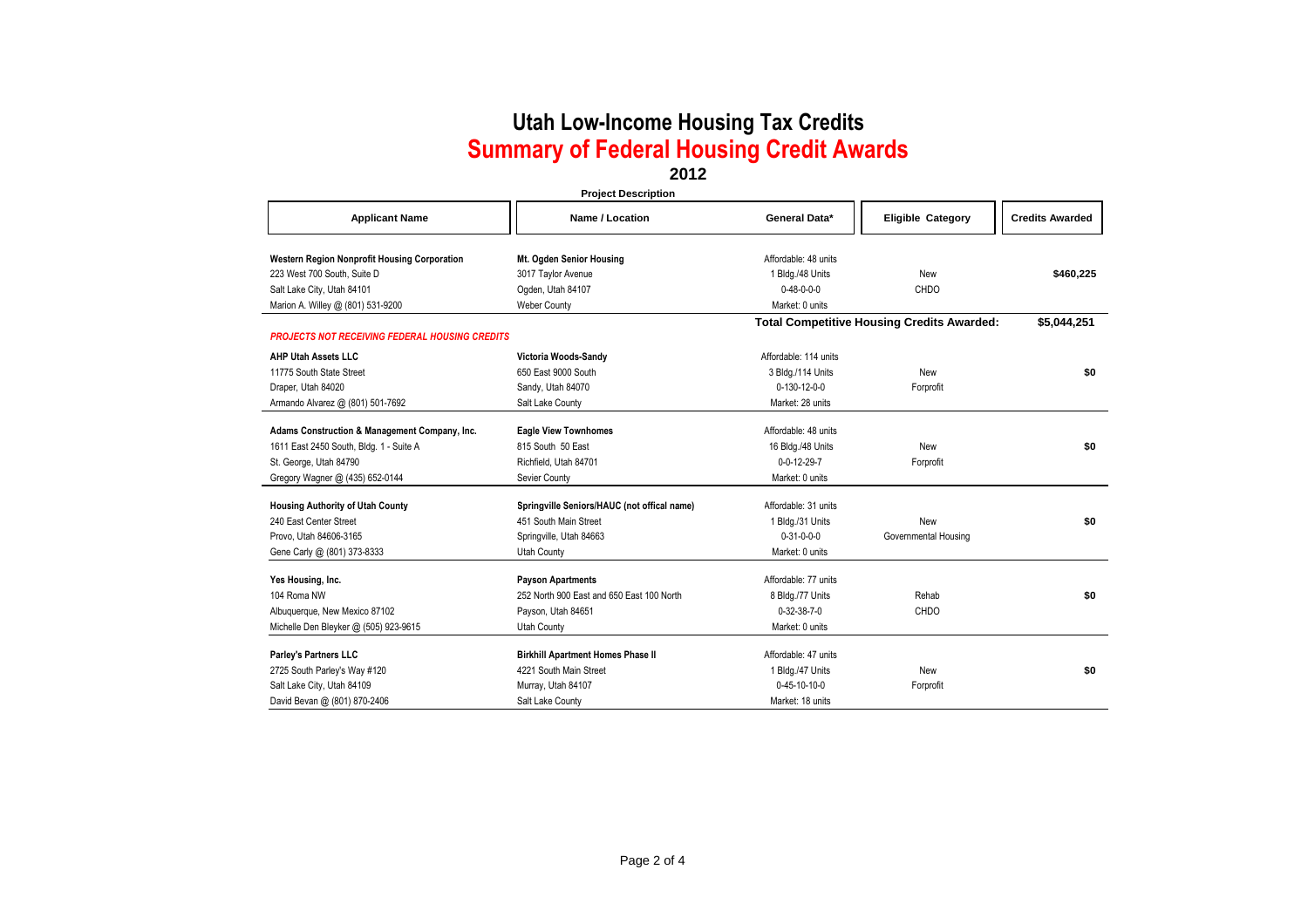# Utah Low-Income Housing Tax Credits

## Summary of Federal Housing Credit Awards

### 2012

| Applicant Name | Project Description: Name / Location | General Data* | Eligible Category | Credits Awarded |
|---|---|---|---|---|
| **Western Region Nonprofit Housing Corporation**<br>223 West 700 South, Suite D<br>Salt Lake City, Utah 84101<br>Marion A. Willey @ (801) 531-9200 | **Mt. Ogden Senior Housing**<br>3017 Taylor Avenue<br>Ogden, Utah 84107<br>Weber County | Affordable: 48 units<br>1 Bldg./48 Units<br>0-48-0-0-0<br>Market: 0 units | New<br>CHDO | $460,225 |
| | | **Total Competitive Housing Credits Awarded:** | | **$5,044,251** |
| ***PROJECTS NOT RECEIVING FEDERAL HOUSING CREDITS*** | | | | |
| **AHP Utah Assets LLC**<br>11775 South State Street<br>Draper, Utah 84020<br>Armando Alvarez @ (801) 501-7692 | **Victoria Woods-Sandy**<br>650 East 9000 South<br>Sandy, Utah 84070<br>Salt Lake County | Affordable: 114 units<br>3 Bldg./114 Units<br>0-130-12-0-0<br>Market: 28 units | New<br>Forprofit | $0 |
| **Adams Construction & Management Company, Inc.**<br>1611 East 2450 South, Bldg. 1 - Suite A<br>St. George, Utah 84790<br>Gregory Wagner @ (435) 652-0144 | **Eagle View Townhomes**<br>815 South 50 East<br>Richfield, Utah 84701<br>Sevier County | Affordable: 48 units<br>16 Bldg./48 Units<br>0-0-12-29-7<br>Market: 0 units | New<br>Forprofit | $0 |
| **Housing Authority of Utah County**<br>240 East Center Street<br>Provo, Utah 84606-3165<br>Gene Carly @ (801) 373-8333 | **Springville Seniors/HAUC (not offical name)**<br>451 South Main Street<br>Springville, Utah 84663<br>Utah County | Affordable: 31 units<br>1 Bldg./31 Units<br>0-31-0-0-0<br>Market: 0 units | New<br>Governmental Housing | $0 |
| **Yes Housing, Inc.**<br>104 Roma NW<br>Albuquerque, New Mexico 87102<br>Michelle Den Bleyker @ (505) 923-9615 | **Payson Apartments**<br>252 North 900 East and 650 East 100 North<br>Payson, Utah 84651<br>Utah County | Affordable: 77 units<br>8 Bldg./77 Units<br>0-32-38-7-0<br>Market: 0 units | Rehab<br>CHDO | $0 |
| **Parley's Partners LLC**<br>2725 South Parley's Way #120<br>Salt Lake City, Utah 84109<br>David Bevan @ (801) 870-2406 | **Birkhill Apartment Homes Phase II**<br>4221 South Main Street<br>Murray, Utah 84107<br>Salt Lake County | Affordable: 47 units<br>1 Bldg./47 Units<br>0-45-10-10-0<br>Market: 18 units | New<br>Forprofit | $0 |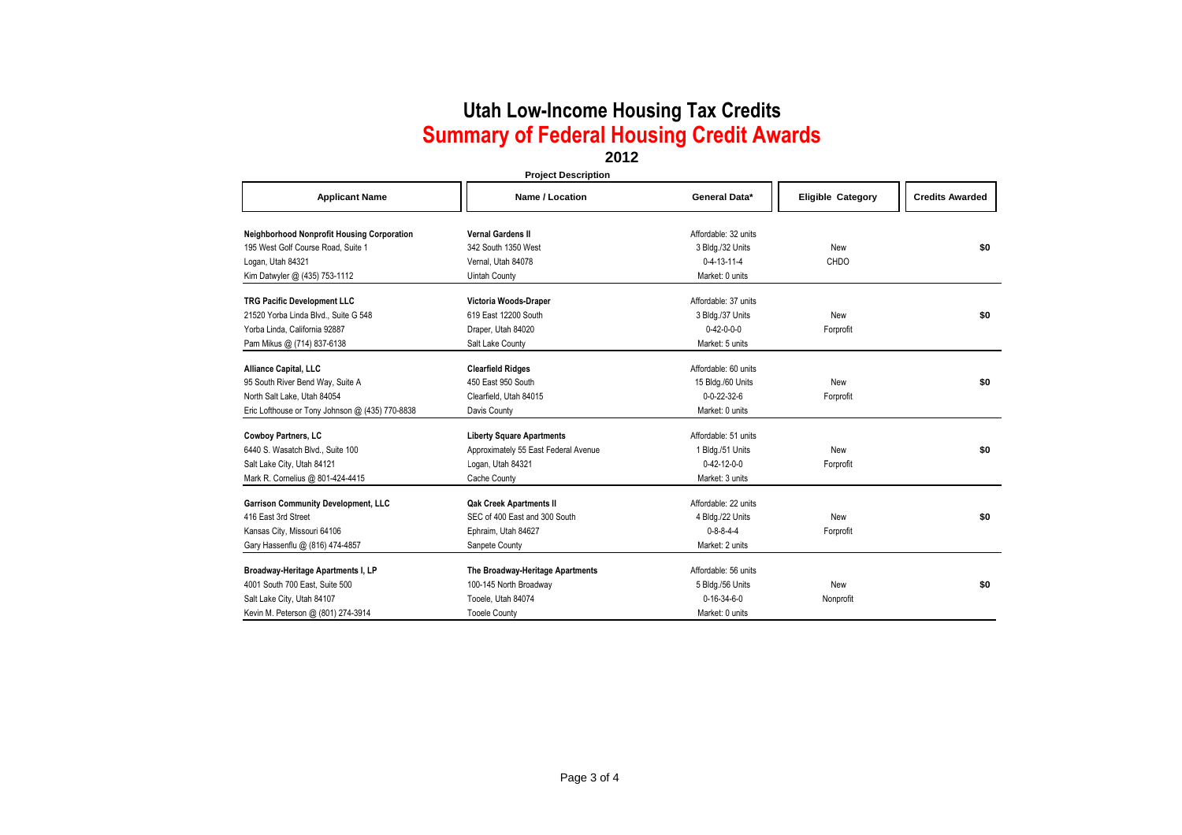# Utah Low-Income Housing Tax Credits

## Summary of Federal Housing Credit Awards

### 2012

| Applicant Name | Project Description: Name / Location | General Data* | Eligible Category | Credits Awarded |
|---|---|---|---|---|
| **Neighborhood Nonprofit Housing Corporation**<br>195 West Golf Course Road, Suite 1<br>Logan, Utah 84321<br>Kim Datwyler @ (435) 753-1112 | **Vernal Gardens II**<br>342 South 1350 West<br>Vernal, Utah 84078<br>Uintah County | Affordable: 32 units<br>3 Bldg./32 Units<br>0-4-13-11-4<br>Market: 0 units | New<br>CHDO | **$0** |
| **TRG Pacific Development LLC**<br>21520 Yorba Linda Blvd., Suite G 548<br>Yorba Linda, California 92887<br>Pam Mikus @ (714) 837-6138 | **Victoria Woods-Draper**<br>619 East 12200 South<br>Draper, Utah 84020<br>Salt Lake County | Affordable: 37 units<br>3 Bldg./37 Units<br>0-42-0-0-0<br>Market: 5 units | New<br>Forprofit | **$0** |
| **Alliance Capital, LLC**<br>95 South River Bend Way, Suite A<br>North Salt Lake, Utah 84054<br>Eric Lofthouse or Tony Johnson @ (435) 770-8838 | **Clearfield Ridges**<br>450 East 950 South<br>Clearfield, Utah 84015<br>Davis County | Affordable: 60 units<br>15 Bldg./60 Units<br>0-0-22-32-6<br>Market: 0 units | New<br>Forprofit | **$0** |
| **Cowboy Partners, LC**<br>6440 S. Wasatch Blvd., Suite 100<br>Salt Lake City, Utah 84121<br>Mark R. Cornelius @ 801-424-4415 | **Liberty Square Apartments**<br>Approximately 55 East Federal Avenue<br>Logan, Utah 84321<br>Cache County | Affordable: 51 units<br>1 Bldg./51 Units<br>0-42-12-0-0<br>Market: 3 units | New<br>Forprofit | **$0** |
| **Garrison Community Development, LLC**<br>416 East 3rd Street<br>Kansas City, Missouri 64106<br>Gary Hassenflu @ (816) 474-4857 | **Qak Creek Apartments II**<br>SEC of 400 East and 300 South<br>Ephraim, Utah 84627<br>Sanpete County | Affordable: 22 units<br>4 Bldg./22 Units<br>0-8-8-4-4<br>Market: 2 units | New<br>Forprofit | **$0** |
| **Broadway-Heritage Apartments I, LP**<br>4001 South 700 East, Suite 500<br>Salt Lake City, Utah 84107<br>Kevin M. Peterson @ (801) 274-3914 | **The Broadway-Heritage Apartments**<br>100-145 North Broadway<br>Tooele, Utah 84074<br>Tooele County | Affordable: 56 units<br>5 Bldg./56 Units<br>0-16-34-6-0<br>Market: 0 units | New<br>Nonprofit | **$0** |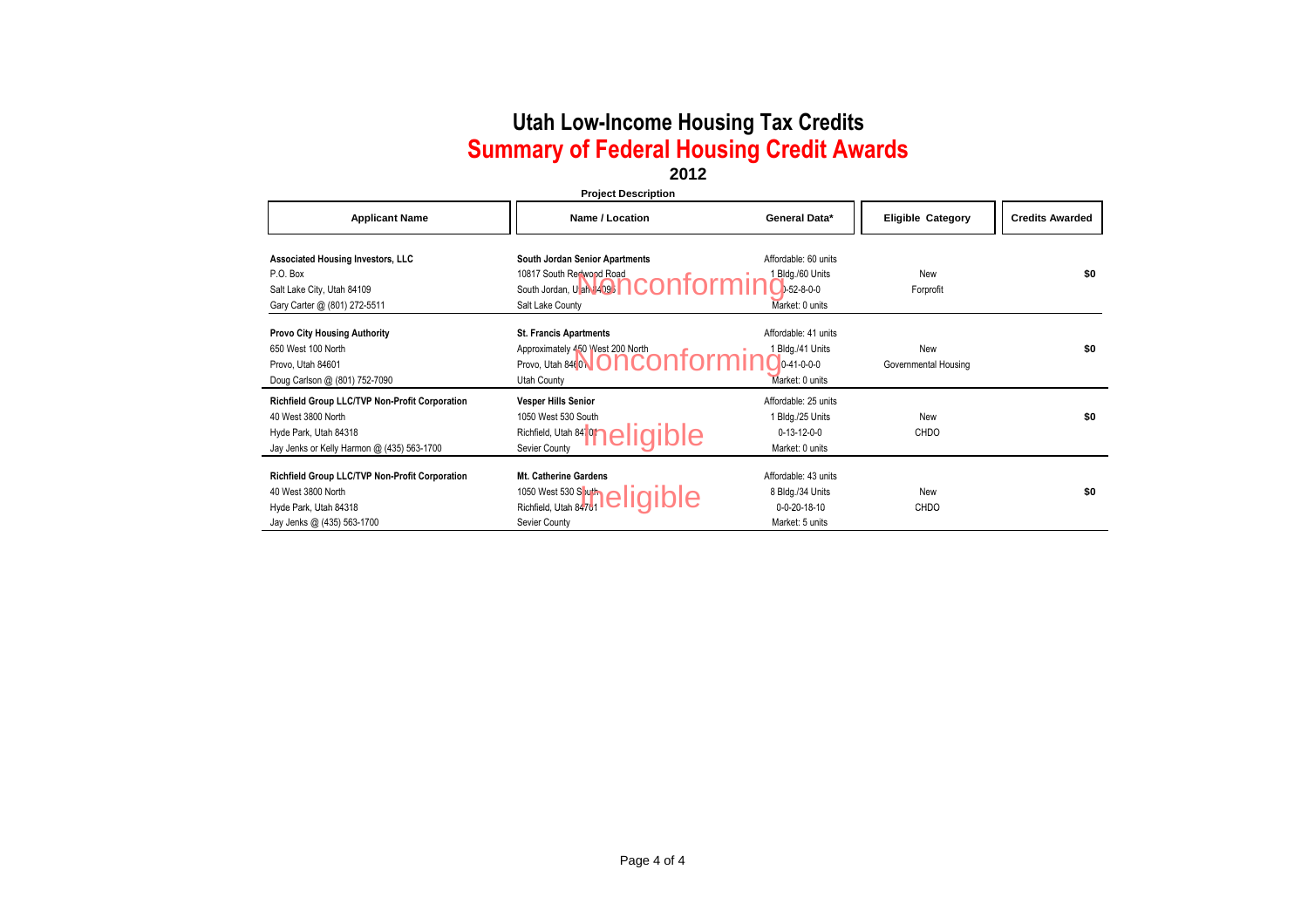# Utah Low-Income Housing Tax Credits

## Summary of Federal Housing Credit Awards

### 2012

| Applicant Name | Project Description: Name / Location | General Data* | Eligible Category | Credits Awarded |
|---|---|---|---|---|
| **Associated Housing Investors, LLC**<br>P.O. Box<br>Salt Lake City, Utah 84109<br>Gary Carter @ (801) 272-5511 | **South Jordan Senior Apartments**<br>10817 South Redwood Road<br>South Jordan, Utah 84095<br>Salt Lake County<br>Nonconforming | Affordable: 60 units<br>1 Bldg./60 Units<br>0-52-8-0-0<br>Market: 0 units | New<br>Forprofit | **$0** |
| **Provo City Housing Authority**<br>650 West 100 North<br>Provo, Utah 84601<br>Doug Carlson @ (801) 752-7090 | **St. Francis Apartments**<br>Approximately 450 West 200 North<br>Provo, Utah 84601<br>Utah County<br>Nonconforming | Affordable: 41 units<br>1 Bldg./41 Units<br>0-41-0-0-0<br>Market: 0 units | New<br>Governmental Housing | **$0** |
| **Richfield Group LLC/TVP Non-Profit Corporation**<br>40 West 3800 North<br>Hyde Park, Utah 84318<br>Jay Jenks or Kelly Harmon @ (435) 563-1700 | **Vesper Hills Senior**<br>1050 West 530 South<br>Richfield, Utah 84701<br>Sevier County<br>Ineligible | Affordable: 25 units<br>1 Bldg./25 Units<br>0-13-12-0-0<br>Market: 0 units | New<br>CHDO | **$0** |
| **Richfield Group LLC/TVP Non-Profit Corporation**<br>40 West 3800 North<br>Hyde Park, Utah 84318<br>Jay Jenks @ (435) 563-1700 | **Mt. Catherine Gardens**<br>1050 West 530 South<br>Richfield, Utah 84701<br>Sevier County<br>Ineligible | Affordable: 43 units<br>8 Bldg./34 Units<br>0-0-20-18-10<br>Market: 5 units | New<br>CHDO | **$0** |